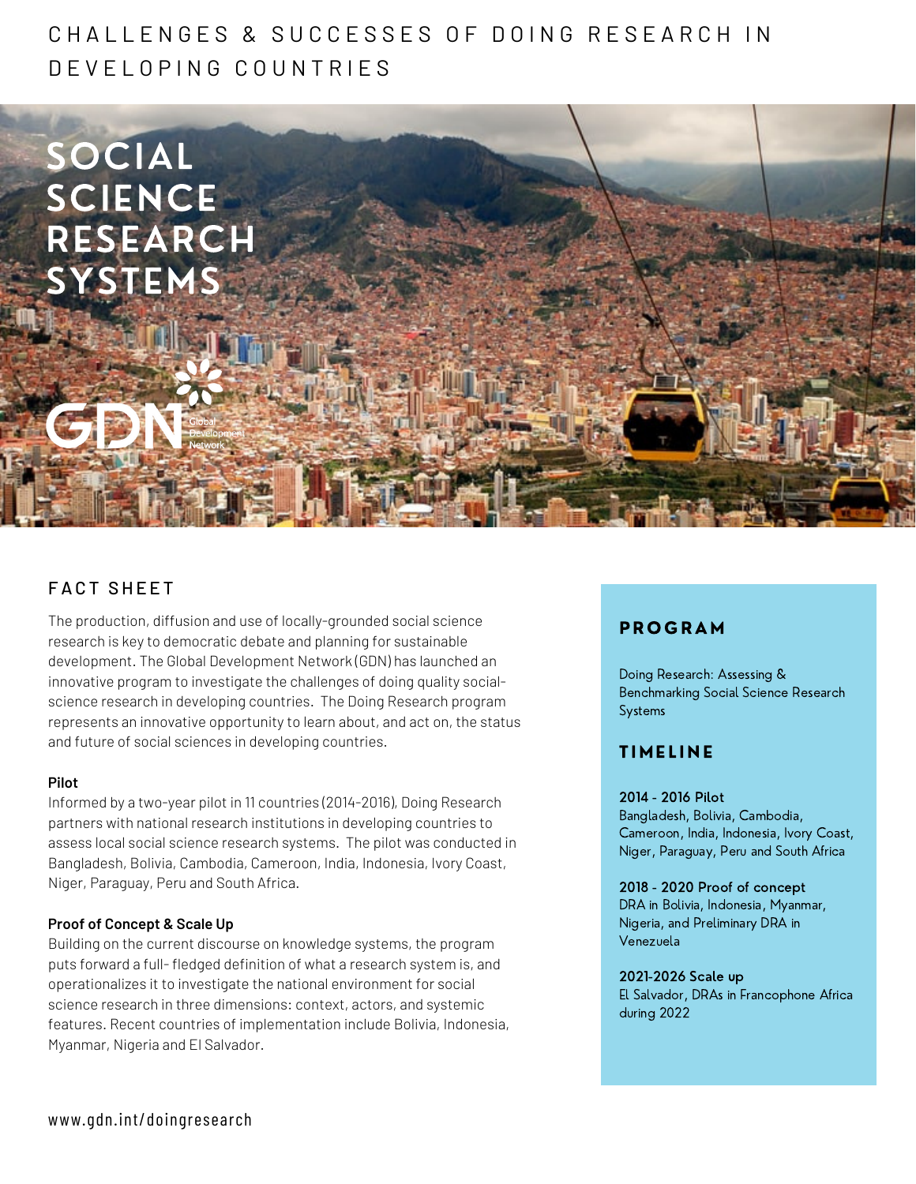# CHALLENGES & SUCCESSES OF DOING RESEARCH IN DEVELOPING COUNTRIES

# SOCIAL SCIENCE RESEARCH SYSTEMS

GDN Global Development Network

## FACT SHEET

The production, diffusion and use of locally-grounded social science research is key to democratic debate and planning for sustainable development. The Global Development Network (GDN) has launched an innovative program to investigate the challenges of doing quality social-science research in developing countries. The Doing Research program represents an innovative opportunity to learn about, and act on, the status and future of social sciences in developing countries.

**Pilot**

Informed by a two-year pilot in 11 countries (2014-2016), Doing Research partners with national research institutions in developing countries to assess local social science research systems. The pilot was conducted in Bangladesh, Bolivia, Cambodia, Cameroon, India, Indonesia, Ivory Coast, Niger, Paraguay, Peru and South Africa.

**Proof of Concept & Scale Up**

Building on the current discourse on knowledge systems, the program puts forward a full- fledged definition of what a research system is, and operationalizes it to investigate the national environment for social science research in three dimensions: context, actors, and systemic features. Recent countries of implementation include Bolivia, Indonesia, Myanmar, Nigeria and El Salvador.

### PROGRAM

Doing Research: Assessing & Benchmarking Social Science Research Systems

### TIMELINE

**2014 - 2016 Pilot**
Bangladesh, Bolivia, Cambodia, Cameroon, India, Indonesia, Ivory Coast, Niger, Paraguay, Peru and South Africa

**2018 - 2020 Proof of concept**
DRA in Bolivia, Indonesia, Myanmar, Nigeria, and Preliminary DRA in Venezuela

**2021-2026 Scale up**
El Salvador, DRAs in Francophone Africa during 2022

www.gdn.int/doingresearch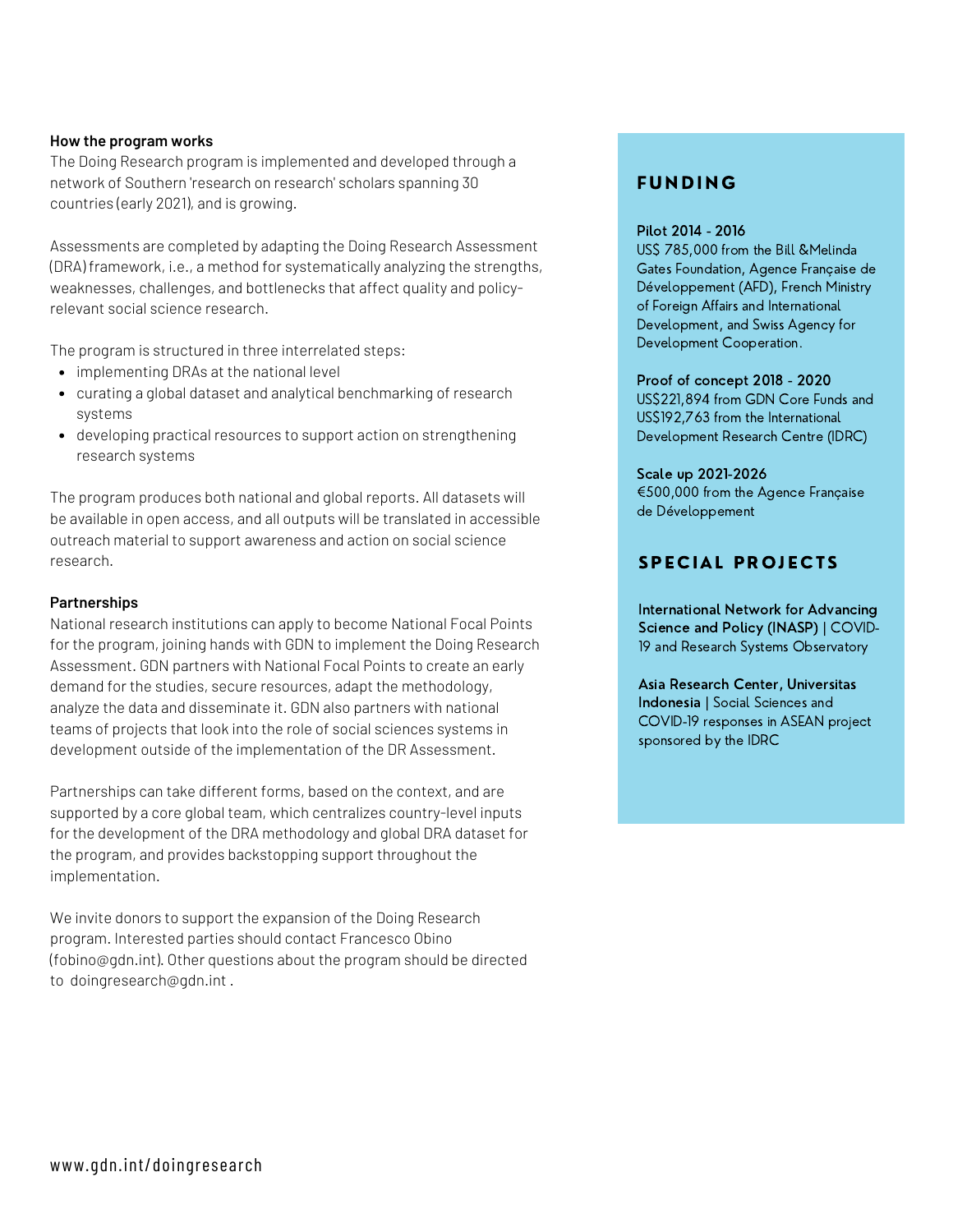### How the program works

The Doing Research program is implemented and developed through a network of Southern 'research on research' scholars spanning 30 countries (early 2021), and is growing.

Assessments are completed by adapting the Doing Research Assessment (DRA) framework, i.e., a method for systematically analyzing the strengths, weaknesses, challenges, and bottlenecks that affect quality and policy-relevant social science research.

The program is structured in three interrelated steps:

- implementing DRAs at the national level
- curating a global dataset and analytical benchmarking of research systems
- developing practical resources to support action on strengthening research systems

The program produces both national and global reports. All datasets will be available in open access, and all outputs will be translated in accessible outreach material to support awareness and action on social science research.

### Partnerships

National research institutions can apply to become National Focal Points for the program, joining hands with GDN to implement the Doing Research Assessment. GDN partners with National Focal Points to create an early demand for the studies, secure resources, adapt the methodology, analyze the data and disseminate it. GDN also partners with national teams of projects that look into the role of social sciences systems in development outside of the implementation of the DR Assessment.

Partnerships can take different forms, based on the context, and are supported by a core global team, which centralizes country-level inputs for the development of the DRA methodology and global DRA dataset for the program, and provides backstopping support throughout the implementation.

We invite donors to support the expansion of the Doing Research program. Interested parties should contact Francesco Obino (fobino@gdn.int). Other questions about the program should be directed to doingresearch@gdn.int .

## FUNDING

**Pilot 2014 - 2016**
US$ 785,000 from the Bill &Melinda Gates Foundation, Agence Française de Développement (AFD), French Ministry of Foreign Affairs and International Development, and Swiss Agency for Development Cooperation.

**Proof of concept 2018 - 2020**
US$221,894 from GDN Core Funds and US$192,763 from the International Development Research Centre (IDRC)

**Scale up 2021-2026**
€500,000 from the Agence Française de Développement

## SPECIAL PROJECTS

**International Network for Advancing Science and Policy (INASP)** | COVID-19 and Research Systems Observatory

**Asia Research Center, Universitas Indonesia** | Social Sciences and COVID-19 responses in ASEAN project sponsored by the IDRC

www.gdn.int/doingresearch